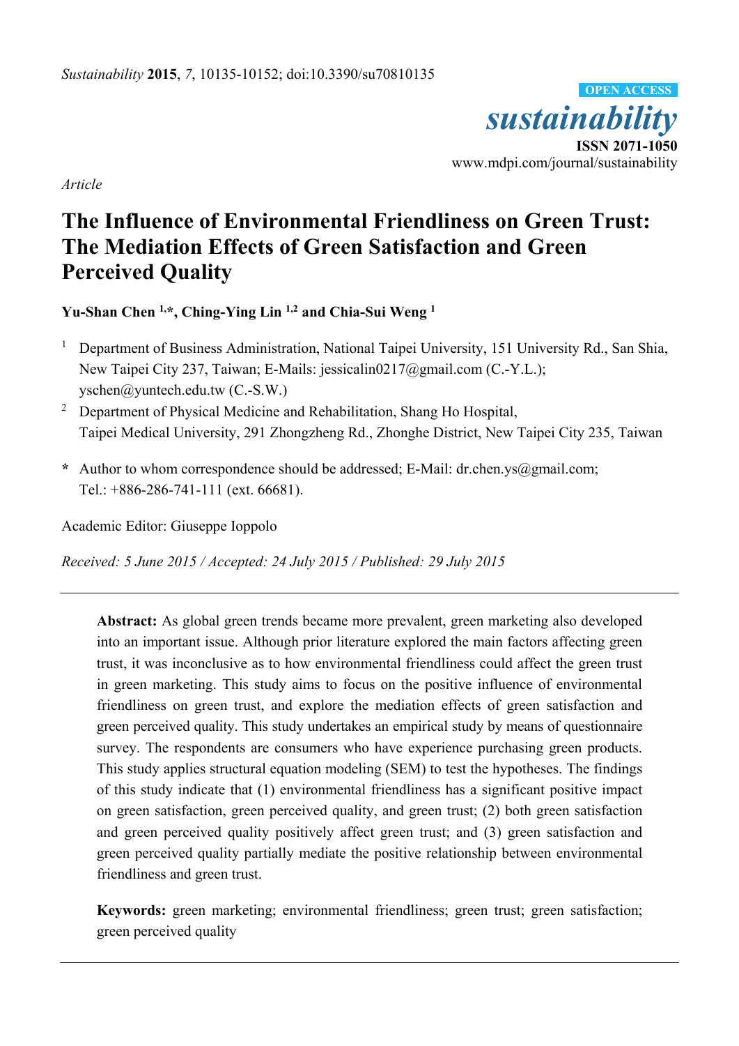*Sustainability* **2015**, *7*, 10135-10152; doi:10.3390/su70810135

OPEN ACCESS

***sustainability***

**ISSN 2071-1050**

www.mdpi.com/journal/sustainability

*Article*

# The Influence of Environmental Friendliness on Green Trust: The Mediation Effects of Green Satisfaction and Green Perceived Quality

**Yu-Shan Chen [1,*], Ching-Ying Lin [1,2] and Chia-Sui Weng [1]**

[1] Department of Business Administration, National Taipei University, 151 University Rd., San Shia, New Taipei City 237, Taiwan; E-Mails: jessicalin0217@gmail.com (C.-Y.L.); yschen@yuntech.edu.tw (C.-S.W.)

[2] Department of Physical Medicine and Rehabilitation, Shang Ho Hospital, Taipei Medical University, 291 Zhongzheng Rd., Zhonghe District, New Taipei City 235, Taiwan

**\*** Author to whom correspondence should be addressed; E-Mail: dr.chen.ys@gmail.com; Tel.: +886-286-741-111 (ext. 66681).

Academic Editor: Giuseppe Ioppolo

*Received: 5 June 2015 / Accepted: 24 July 2015 / Published: 29 July 2015*

---

**Abstract:** As global green trends became more prevalent, green marketing also developed into an important issue. Although prior literature explored the main factors affecting green trust, it was inconclusive as to how environmental friendliness could affect the green trust in green marketing. This study aims to focus on the positive influence of environmental friendliness on green trust, and explore the mediation effects of green satisfaction and green perceived quality. This study undertakes an empirical study by means of questionnaire survey. The respondents are consumers who have experience purchasing green products. This study applies structural equation modeling (SEM) to test the hypotheses. The findings of this study indicate that (1) environmental friendliness has a significant positive impact on green satisfaction, green perceived quality, and green trust; (2) both green satisfaction and green perceived quality positively affect green trust; and (3) green satisfaction and green perceived quality partially mediate the positive relationship between environmental friendliness and green trust.

**Keywords:** green marketing; environmental friendliness; green trust; green satisfaction; green perceived quality

---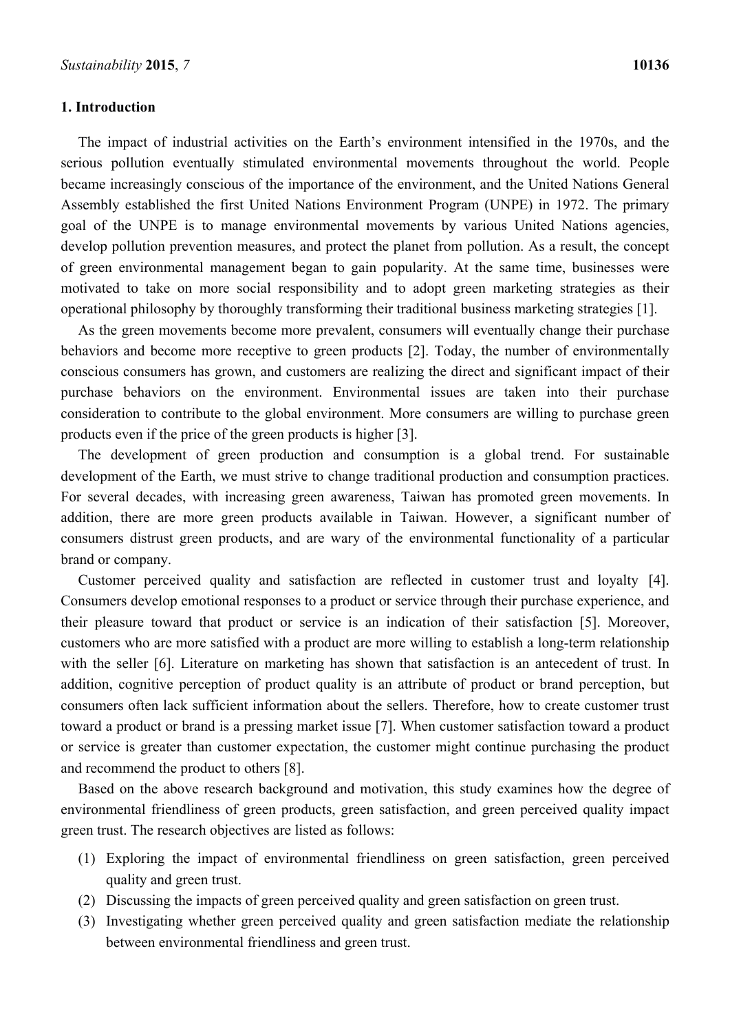## 1. Introduction

The impact of industrial activities on the Earth's environment intensified in the 1970s, and the serious pollution eventually stimulated environmental movements throughout the world. People became increasingly conscious of the importance of the environment, and the United Nations General Assembly established the first United Nations Environment Program (UNPE) in 1972. The primary goal of the UNPE is to manage environmental movements by various United Nations agencies, develop pollution prevention measures, and protect the planet from pollution. As a result, the concept of green environmental management began to gain popularity. At the same time, businesses were motivated to take on more social responsibility and to adopt green marketing strategies as their operational philosophy by thoroughly transforming their traditional business marketing strategies [1].

As the green movements become more prevalent, consumers will eventually change their purchase behaviors and become more receptive to green products [2]. Today, the number of environmentally conscious consumers has grown, and customers are realizing the direct and significant impact of their purchase behaviors on the environment. Environmental issues are taken into their purchase consideration to contribute to the global environment. More consumers are willing to purchase green products even if the price of the green products is higher [3].

The development of green production and consumption is a global trend. For sustainable development of the Earth, we must strive to change traditional production and consumption practices. For several decades, with increasing green awareness, Taiwan has promoted green movements. In addition, there are more green products available in Taiwan. However, a significant number of consumers distrust green products, and are wary of the environmental functionality of a particular brand or company.

Customer perceived quality and satisfaction are reflected in customer trust and loyalty [4]. Consumers develop emotional responses to a product or service through their purchase experience, and their pleasure toward that product or service is an indication of their satisfaction [5]. Moreover, customers who are more satisfied with a product are more willing to establish a long-term relationship with the seller [6]. Literature on marketing has shown that satisfaction is an antecedent of trust. In addition, cognitive perception of product quality is an attribute of product or brand perception, but consumers often lack sufficient information about the sellers. Therefore, how to create customer trust toward a product or brand is a pressing market issue [7]. When customer satisfaction toward a product or service is greater than customer expectation, the customer might continue purchasing the product and recommend the product to others [8].

Based on the above research background and motivation, this study examines how the degree of environmental friendliness of green products, green satisfaction, and green perceived quality impact green trust. The research objectives are listed as follows:

(1) Exploring the impact of environmental friendliness on green satisfaction, green perceived quality and green trust.
(2) Discussing the impacts of green perceived quality and green satisfaction on green trust.
(3) Investigating whether green perceived quality and green satisfaction mediate the relationship between environmental friendliness and green trust.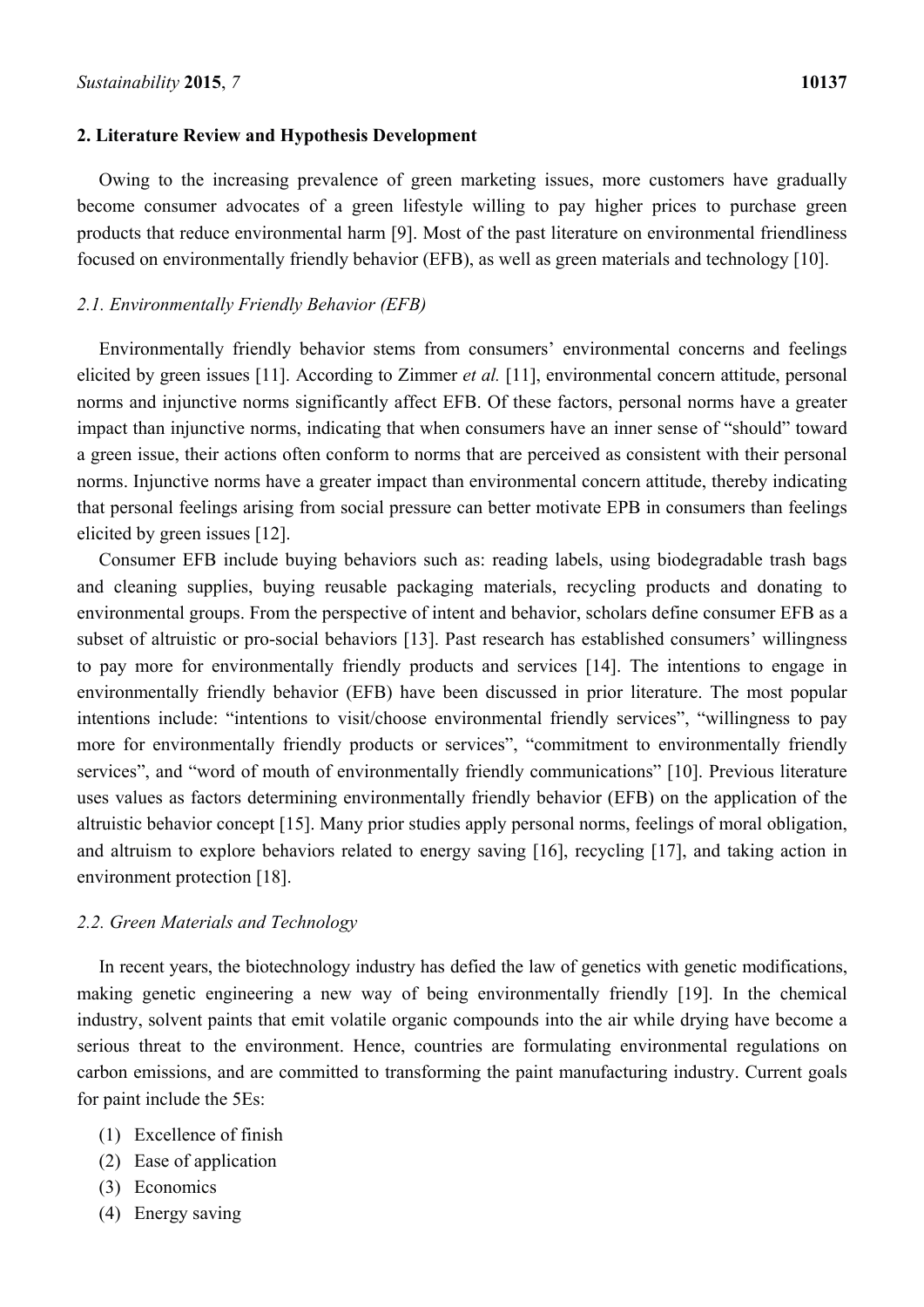## 2. Literature Review and Hypothesis Development

Owing to the increasing prevalence of green marketing issues, more customers have gradually become consumer advocates of a green lifestyle willing to pay higher prices to purchase green products that reduce environmental harm [9]. Most of the past literature on environmental friendliness focused on environmentally friendly behavior (EFB), as well as green materials and technology [10].

### 2.1. Environmentally Friendly Behavior (EFB)

Environmentally friendly behavior stems from consumers' environmental concerns and feelings elicited by green issues [11]. According to Zimmer *et al.* [11], environmental concern attitude, personal norms and injunctive norms significantly affect EFB. Of these factors, personal norms have a greater impact than injunctive norms, indicating that when consumers have an inner sense of "should" toward a green issue, their actions often conform to norms that are perceived as consistent with their personal norms. Injunctive norms have a greater impact than environmental concern attitude, thereby indicating that personal feelings arising from social pressure can better motivate EPB in consumers than feelings elicited by green issues [12].

Consumer EFB include buying behaviors such as: reading labels, using biodegradable trash bags and cleaning supplies, buying reusable packaging materials, recycling products and donating to environmental groups. From the perspective of intent and behavior, scholars define consumer EFB as a subset of altruistic or pro-social behaviors [13]. Past research has established consumers' willingness to pay more for environmentally friendly products and services [14]. The intentions to engage in environmentally friendly behavior (EFB) have been discussed in prior literature. The most popular intentions include: "intentions to visit/choose environmental friendly services", "willingness to pay more for environmentally friendly products or services", "commitment to environmentally friendly services", and "word of mouth of environmentally friendly communications" [10]. Previous literature uses values as factors determining environmentally friendly behavior (EFB) on the application of the altruistic behavior concept [15]. Many prior studies apply personal norms, feelings of moral obligation, and altruism to explore behaviors related to energy saving [16], recycling [17], and taking action in environment protection [18].

### 2.2. Green Materials and Technology

In recent years, the biotechnology industry has defied the law of genetics with genetic modifications, making genetic engineering a new way of being environmentally friendly [19]. In the chemical industry, solvent paints that emit volatile organic compounds into the air while drying have become a serious threat to the environment. Hence, countries are formulating environmental regulations on carbon emissions, and are committed to transforming the paint manufacturing industry. Current goals for paint include the 5Es:

(1) Excellence of finish
(2) Ease of application
(3) Economics
(4) Energy saving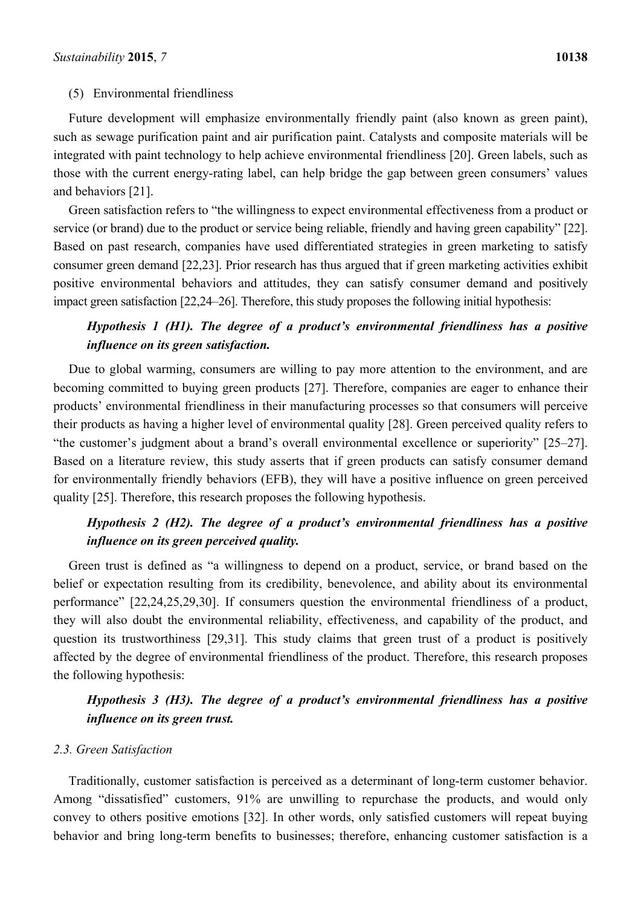(5) Environmental friendliness

Future development will emphasize environmentally friendly paint (also known as green paint), such as sewage purification paint and air purification paint. Catalysts and composite materials will be integrated with paint technology to help achieve environmental friendliness [20]. Green labels, such as those with the current energy-rating label, can help bridge the gap between green consumers' values and behaviors [21].

Green satisfaction refers to "the willingness to expect environmental effectiveness from a product or service (or brand) due to the product or service being reliable, friendly and having green capability" [22]. Based on past research, companies have used differentiated strategies in green marketing to satisfy consumer green demand [22,23]. Prior research has thus argued that if green marketing activities exhibit positive environmental behaviors and attitudes, they can satisfy consumer demand and positively impact green satisfaction [22,24–26]. Therefore, this study proposes the following initial hypothesis:

> ***Hypothesis 1 (H1). The degree of a product's environmental friendliness has a positive influence on its green satisfaction.***

Due to global warming, consumers are willing to pay more attention to the environment, and are becoming committed to buying green products [27]. Therefore, companies are eager to enhance their products' environmental friendliness in their manufacturing processes so that consumers will perceive their products as having a higher level of environmental quality [28]. Green perceived quality refers to "the customer's judgment about a brand's overall environmental excellence or superiority" [25–27]. Based on a literature review, this study asserts that if green products can satisfy consumer demand for environmentally friendly behaviors (EFB), they will have a positive influence on green perceived quality [25]. Therefore, this research proposes the following hypothesis.

> ***Hypothesis 2 (H2). The degree of a product's environmental friendliness has a positive influence on its green perceived quality.***

Green trust is defined as "a willingness to depend on a product, service, or brand based on the belief or expectation resulting from its credibility, benevolence, and ability about its environmental performance" [22,24,25,29,30]. If consumers question the environmental friendliness of a product, they will also doubt the environmental reliability, effectiveness, and capability of the product, and question its trustworthiness [29,31]. This study claims that green trust of a product is positively affected by the degree of environmental friendliness of the product. Therefore, this research proposes the following hypothesis:

> ***Hypothesis 3 (H3). The degree of a product's environmental friendliness has a positive influence on its green trust.***

### *2.3. Green Satisfaction*

Traditionally, customer satisfaction is perceived as a determinant of long-term customer behavior. Among "dissatisfied" customers, 91% are unwilling to repurchase the products, and would only convey to others positive emotions [32]. In other words, only satisfied customers will repeat buying behavior and bring long-term benefits to businesses; therefore, enhancing customer satisfaction is a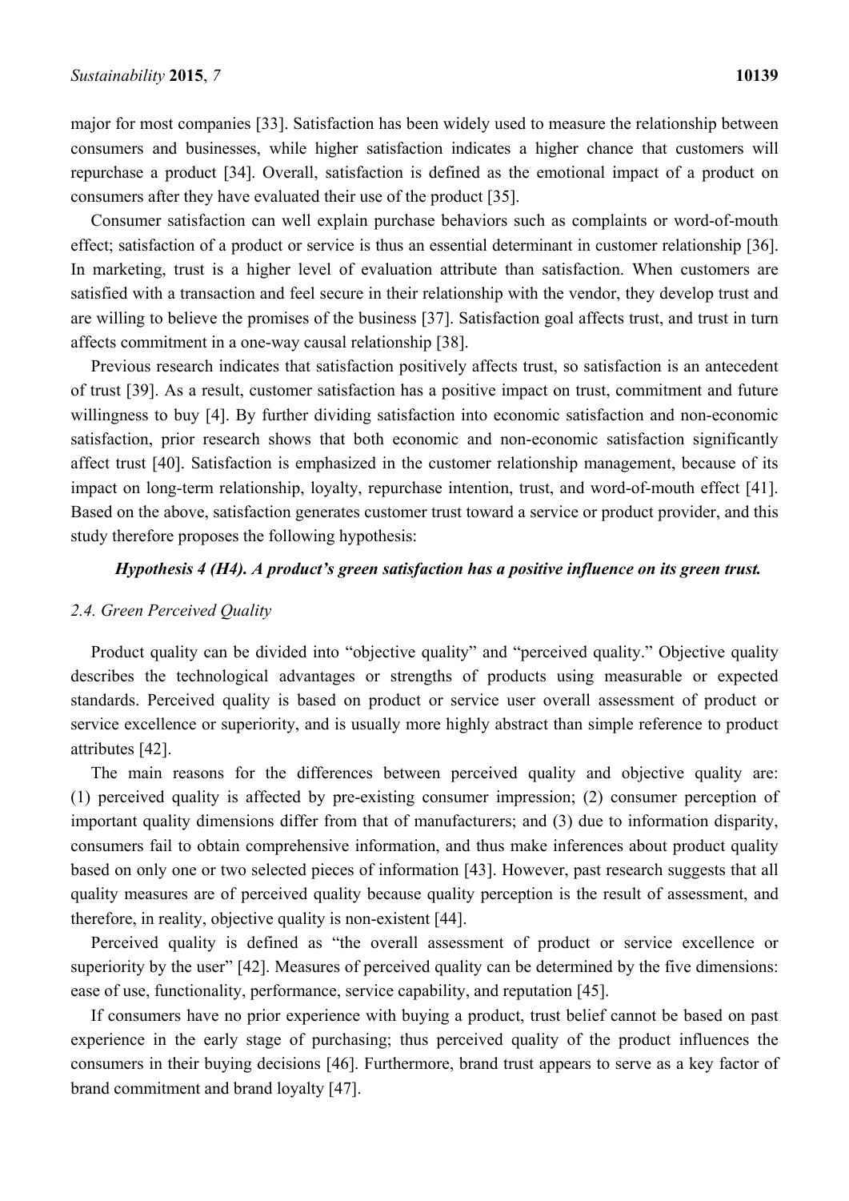major for most companies [33]. Satisfaction has been widely used to measure the relationship between consumers and businesses, while higher satisfaction indicates a higher chance that customers will repurchase a product [34]. Overall, satisfaction is defined as the emotional impact of a product on consumers after they have evaluated their use of the product [35].

Consumer satisfaction can well explain purchase behaviors such as complaints or word-of-mouth effect; satisfaction of a product or service is thus an essential determinant in customer relationship [36]. In marketing, trust is a higher level of evaluation attribute than satisfaction. When customers are satisfied with a transaction and feel secure in their relationship with the vendor, they develop trust and are willing to believe the promises of the business [37]. Satisfaction goal affects trust, and trust in turn affects commitment in a one-way causal relationship [38].

Previous research indicates that satisfaction positively affects trust, so satisfaction is an antecedent of trust [39]. As a result, customer satisfaction has a positive impact on trust, commitment and future willingness to buy [4]. By further dividing satisfaction into economic satisfaction and non-economic satisfaction, prior research shows that both economic and non-economic satisfaction significantly affect trust [40]. Satisfaction is emphasized in the customer relationship management, because of its impact on long-term relationship, loyalty, repurchase intention, trust, and word-of-mouth effect [41]. Based on the above, satisfaction generates customer trust toward a service or product provider, and this study therefore proposes the following hypothesis:

***Hypothesis 4 (H4). A product's green satisfaction has a positive influence on its green trust.***

### *2.4. Green Perceived Quality*

Product quality can be divided into "objective quality" and "perceived quality." Objective quality describes the technological advantages or strengths of products using measurable or expected standards. Perceived quality is based on product or service user overall assessment of product or service excellence or superiority, and is usually more highly abstract than simple reference to product attributes [42].

The main reasons for the differences between perceived quality and objective quality are: (1) perceived quality is affected by pre-existing consumer impression; (2) consumer perception of important quality dimensions differ from that of manufacturers; and (3) due to information disparity, consumers fail to obtain comprehensive information, and thus make inferences about product quality based on only one or two selected pieces of information [43]. However, past research suggests that all quality measures are of perceived quality because quality perception is the result of assessment, and therefore, in reality, objective quality is non-existent [44].

Perceived quality is defined as "the overall assessment of product or service excellence or superiority by the user" [42]. Measures of perceived quality can be determined by the five dimensions: ease of use, functionality, performance, service capability, and reputation [45].

If consumers have no prior experience with buying a product, trust belief cannot be based on past experience in the early stage of purchasing; thus perceived quality of the product influences the consumers in their buying decisions [46]. Furthermore, brand trust appears to serve as a key factor of brand commitment and brand loyalty [47].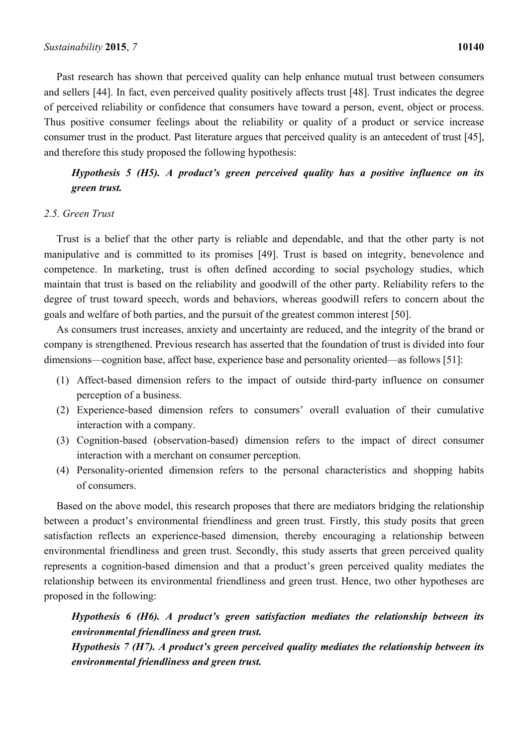Past research has shown that perceived quality can help enhance mutual trust between consumers and sellers [44]. In fact, even perceived quality positively affects trust [48]. Trust indicates the degree of perceived reliability or confidence that consumers have toward a person, event, object or process. Thus positive consumer feelings about the reliability or quality of a product or service increase consumer trust in the product. Past literature argues that perceived quality is an antecedent of trust [45], and therefore this study proposed the following hypothesis:

***Hypothesis 5 (H5). A product's green perceived quality has a positive influence on its green trust.***

### *2.5. Green Trust*

Trust is a belief that the other party is reliable and dependable, and that the other party is not manipulative and is committed to its promises [49]. Trust is based on integrity, benevolence and competence. In marketing, trust is often defined according to social psychology studies, which maintain that trust is based on the reliability and goodwill of the other party. Reliability refers to the degree of trust toward speech, words and behaviors, whereas goodwill refers to concern about the goals and welfare of both parties, and the pursuit of the greatest common interest [50].

As consumers trust increases, anxiety and uncertainty are reduced, and the integrity of the brand or company is strengthened. Previous research has asserted that the foundation of trust is divided into four dimensions—cognition base, affect base, experience base and personality oriented—as follows [51]:

(1) Affect-based dimension refers to the impact of outside third-party influence on consumer perception of a business.
(2) Experience-based dimension refers to consumers' overall evaluation of their cumulative interaction with a company.
(3) Cognition-based (observation-based) dimension refers to the impact of direct consumer interaction with a merchant on consumer perception.
(4) Personality-oriented dimension refers to the personal characteristics and shopping habits of consumers.

Based on the above model, this research proposes that there are mediators bridging the relationship between a product's environmental friendliness and green trust. Firstly, this study posits that green satisfaction reflects an experience-based dimension, thereby encouraging a relationship between environmental friendliness and green trust. Secondly, this study asserts that green perceived quality represents a cognition-based dimension and that a product's green perceived quality mediates the relationship between its environmental friendliness and green trust. Hence, two other hypotheses are proposed in the following:

***Hypothesis 6 (H6). A product's green satisfaction mediates the relationship between its environmental friendliness and green trust.***

***Hypothesis 7 (H7). A product's green perceived quality mediates the relationship between its environmental friendliness and green trust.***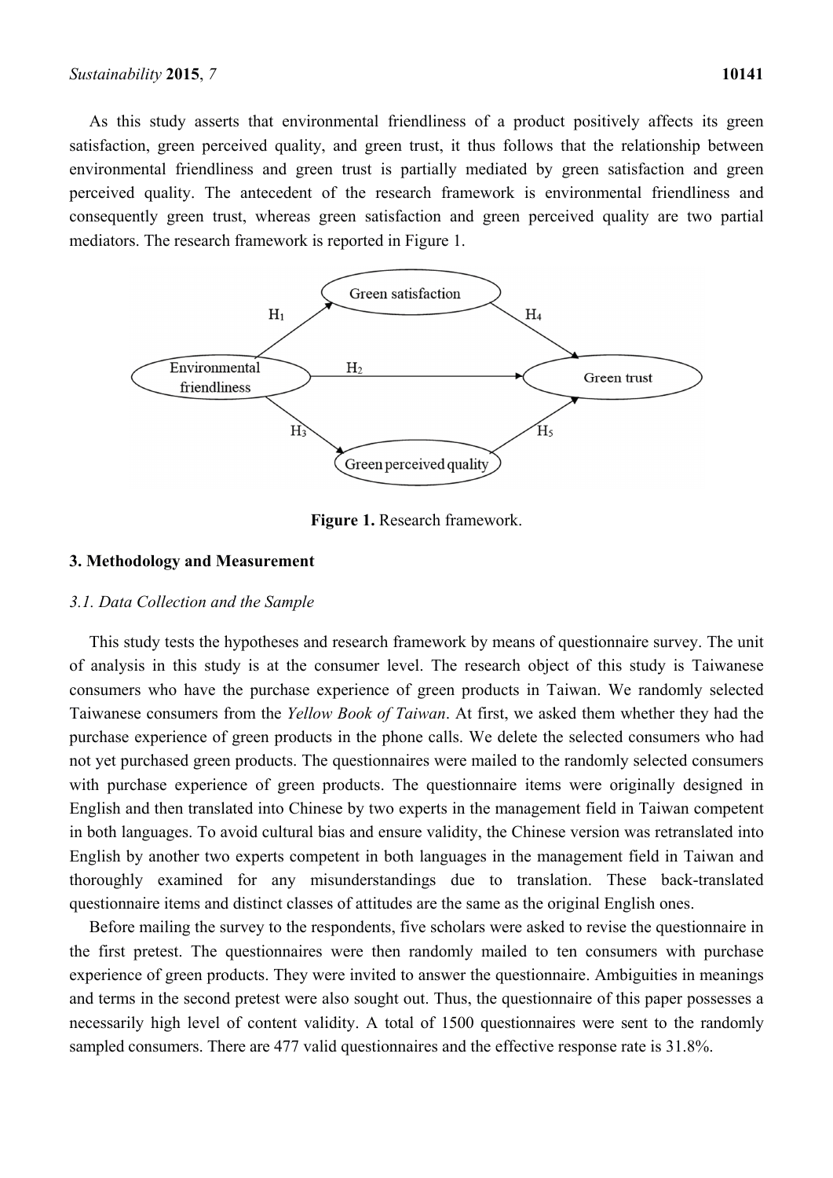As this study asserts that environmental friendliness of a product positively affects its green satisfaction, green perceived quality, and green trust, it thus follows that the relationship between environmental friendliness and green trust is partially mediated by green satisfaction and green perceived quality. The antecedent of the research framework is environmental friendliness and consequently green trust, whereas green satisfaction and green perceived quality are two partial mediators. The research framework is reported in Figure 1.

**Figure 1.** Research framework.

## 3. Methodology and Measurement

### *3.1. Data Collection and the Sample*

This study tests the hypotheses and research framework by means of questionnaire survey. The unit of analysis in this study is at the consumer level. The research object of this study is Taiwanese consumers who have the purchase experience of green products in Taiwan. We randomly selected Taiwanese consumers from the *Yellow Book of Taiwan*. At first, we asked them whether they had the purchase experience of green products in the phone calls. We delete the selected consumers who had not yet purchased green products. The questionnaires were mailed to the randomly selected consumers with purchase experience of green products. The questionnaire items were originally designed in English and then translated into Chinese by two experts in the management field in Taiwan competent in both languages. To avoid cultural bias and ensure validity, the Chinese version was retranslated into English by another two experts competent in both languages in the management field in Taiwan and thoroughly examined for any misunderstandings due to translation. These back-translated questionnaire items and distinct classes of attitudes are the same as the original English ones.

Before mailing the survey to the respondents, five scholars were asked to revise the questionnaire in the first pretest. The questionnaires were then randomly mailed to ten consumers with purchase experience of green products. They were invited to answer the questionnaire. Ambiguities in meanings and terms in the second pretest were also sought out. Thus, the questionnaire of this paper possesses a necessarily high level of content validity. A total of 1500 questionnaires were sent to the randomly sampled consumers. There are 477 valid questionnaires and the effective response rate is 31.8%.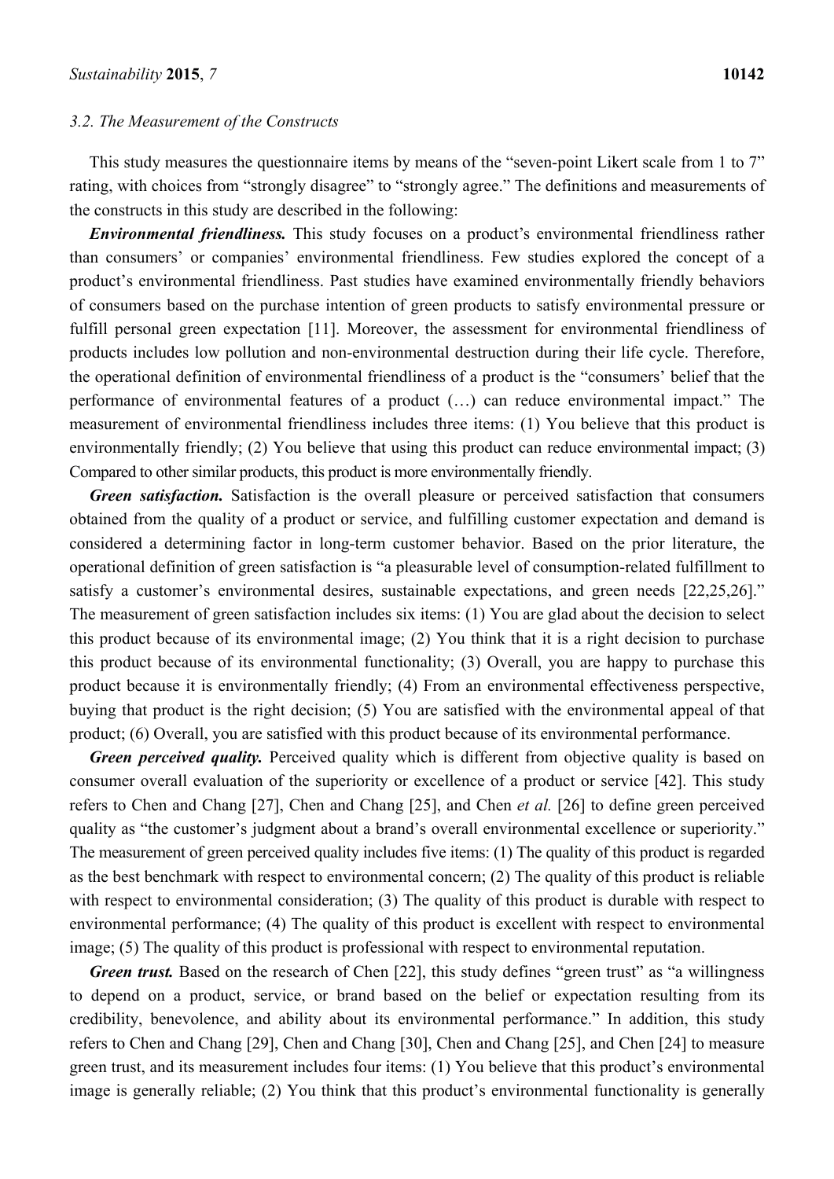### 3.2. The Measurement of the Constructs

This study measures the questionnaire items by means of the "seven-point Likert scale from 1 to 7" rating, with choices from "strongly disagree" to "strongly agree." The definitions and measurements of the constructs in this study are described in the following:

***Environmental friendliness.*** This study focuses on a product's environmental friendliness rather than consumers' or companies' environmental friendliness. Few studies explored the concept of a product's environmental friendliness. Past studies have examined environmentally friendly behaviors of consumers based on the purchase intention of green products to satisfy environmental pressure or fulfill personal green expectation [11]. Moreover, the assessment for environmental friendliness of products includes low pollution and non-environmental destruction during their life cycle. Therefore, the operational definition of environmental friendliness of a product is the "consumers' belief that the performance of environmental features of a product (…) can reduce environmental impact." The measurement of environmental friendliness includes three items: (1) You believe that this product is environmentally friendly; (2) You believe that using this product can reduce environmental impact; (3) Compared to other similar products, this product is more environmentally friendly.

***Green satisfaction.*** Satisfaction is the overall pleasure or perceived satisfaction that consumers obtained from the quality of a product or service, and fulfilling customer expectation and demand is considered a determining factor in long-term customer behavior. Based on the prior literature, the operational definition of green satisfaction is "a pleasurable level of consumption-related fulfillment to satisfy a customer's environmental desires, sustainable expectations, and green needs [22,25,26]." The measurement of green satisfaction includes six items: (1) You are glad about the decision to select this product because of its environmental image; (2) You think that it is a right decision to purchase this product because of its environmental functionality; (3) Overall, you are happy to purchase this product because it is environmentally friendly; (4) From an environmental effectiveness perspective, buying that product is the right decision; (5) You are satisfied with the environmental appeal of that product; (6) Overall, you are satisfied with this product because of its environmental performance.

***Green perceived quality.*** Perceived quality which is different from objective quality is based on consumer overall evaluation of the superiority or excellence of a product or service [42]. This study refers to Chen and Chang [27], Chen and Chang [25], and Chen *et al.* [26] to define green perceived quality as "the customer's judgment about a brand's overall environmental excellence or superiority." The measurement of green perceived quality includes five items: (1) The quality of this product is regarded as the best benchmark with respect to environmental concern; (2) The quality of this product is reliable with respect to environmental consideration; (3) The quality of this product is durable with respect to environmental performance; (4) The quality of this product is excellent with respect to environmental image; (5) The quality of this product is professional with respect to environmental reputation.

***Green trust.*** Based on the research of Chen [22], this study defines "green trust" as "a willingness to depend on a product, service, or brand based on the belief or expectation resulting from its credibility, benevolence, and ability about its environmental performance." In addition, this study refers to Chen and Chang [29], Chen and Chang [30], Chen and Chang [25], and Chen [24] to measure green trust, and its measurement includes four items: (1) You believe that this product's environmental image is generally reliable; (2) You think that this product's environmental functionality is generally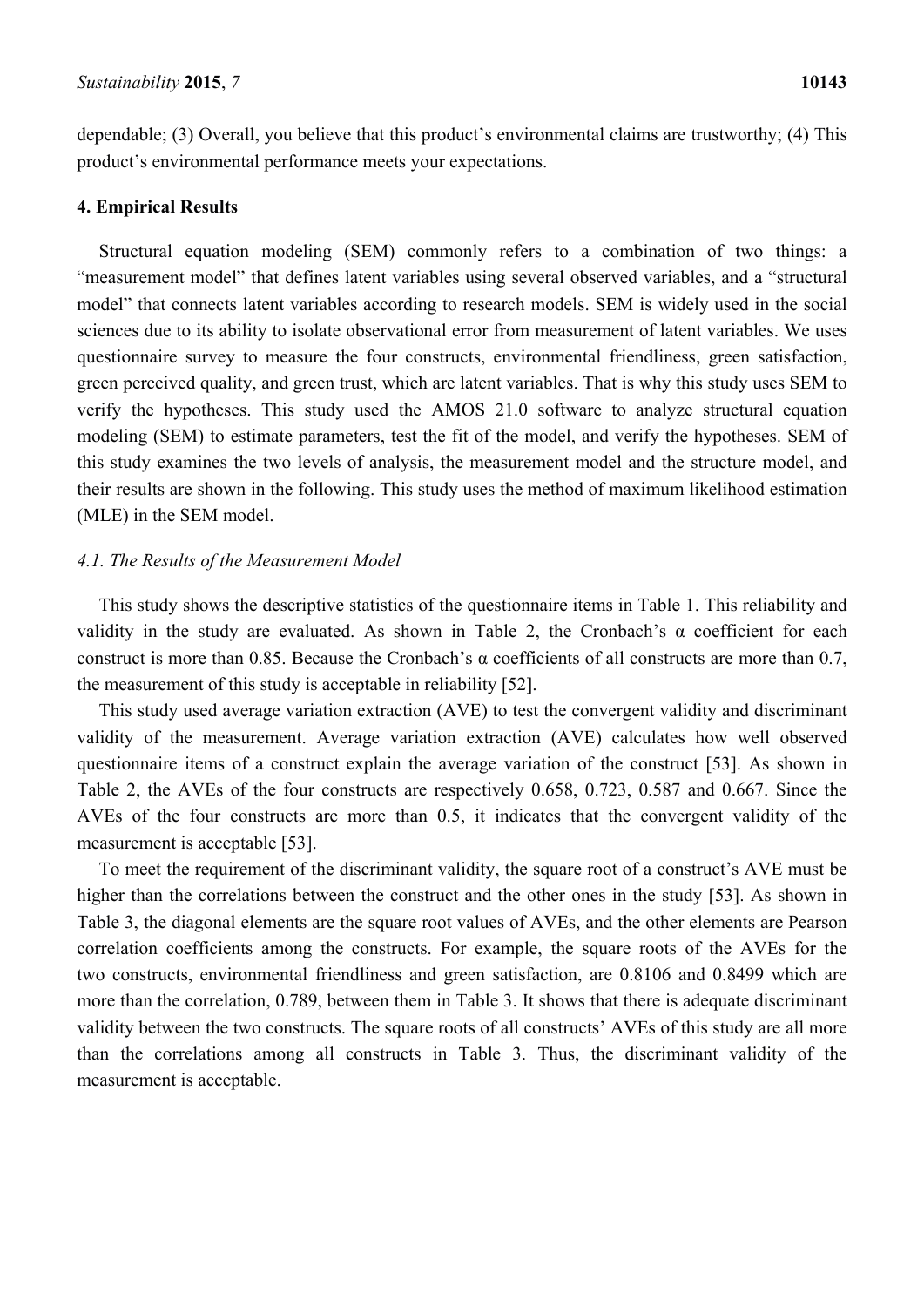dependable; (3) Overall, you believe that this product's environmental claims are trustworthy; (4) This product's environmental performance meets your expectations.

## 4. Empirical Results

Structural equation modeling (SEM) commonly refers to a combination of two things: a "measurement model" that defines latent variables using several observed variables, and a "structural model" that connects latent variables according to research models. SEM is widely used in the social sciences due to its ability to isolate observational error from measurement of latent variables. We uses questionnaire survey to measure the four constructs, environmental friendliness, green satisfaction, green perceived quality, and green trust, which are latent variables. That is why this study uses SEM to verify the hypotheses. This study used the AMOS 21.0 software to analyze structural equation modeling (SEM) to estimate parameters, test the fit of the model, and verify the hypotheses. SEM of this study examines the two levels of analysis, the measurement model and the structure model, and their results are shown in the following. This study uses the method of maximum likelihood estimation (MLE) in the SEM model.

### *4.1. The Results of the Measurement Model*

This study shows the descriptive statistics of the questionnaire items in Table 1. This reliability and validity in the study are evaluated. As shown in Table 2, the Cronbach's α coefficient for each construct is more than 0.85. Because the Cronbach's α coefficients of all constructs are more than 0.7, the measurement of this study is acceptable in reliability [52].

This study used average variation extraction (AVE) to test the convergent validity and discriminant validity of the measurement. Average variation extraction (AVE) calculates how well observed questionnaire items of a construct explain the average variation of the construct [53]. As shown in Table 2, the AVEs of the four constructs are respectively 0.658, 0.723, 0.587 and 0.667. Since the AVEs of the four constructs are more than 0.5, it indicates that the convergent validity of the measurement is acceptable [53].

To meet the requirement of the discriminant validity, the square root of a construct's AVE must be higher than the correlations between the construct and the other ones in the study [53]. As shown in Table 3, the diagonal elements are the square root values of AVEs, and the other elements are Pearson correlation coefficients among the constructs. For example, the square roots of the AVEs for the two constructs, environmental friendliness and green satisfaction, are 0.8106 and 0.8499 which are more than the correlation, 0.789, between them in Table 3. It shows that there is adequate discriminant validity between the two constructs. The square roots of all constructs' AVEs of this study are all more than the correlations among all constructs in Table 3. Thus, the discriminant validity of the measurement is acceptable.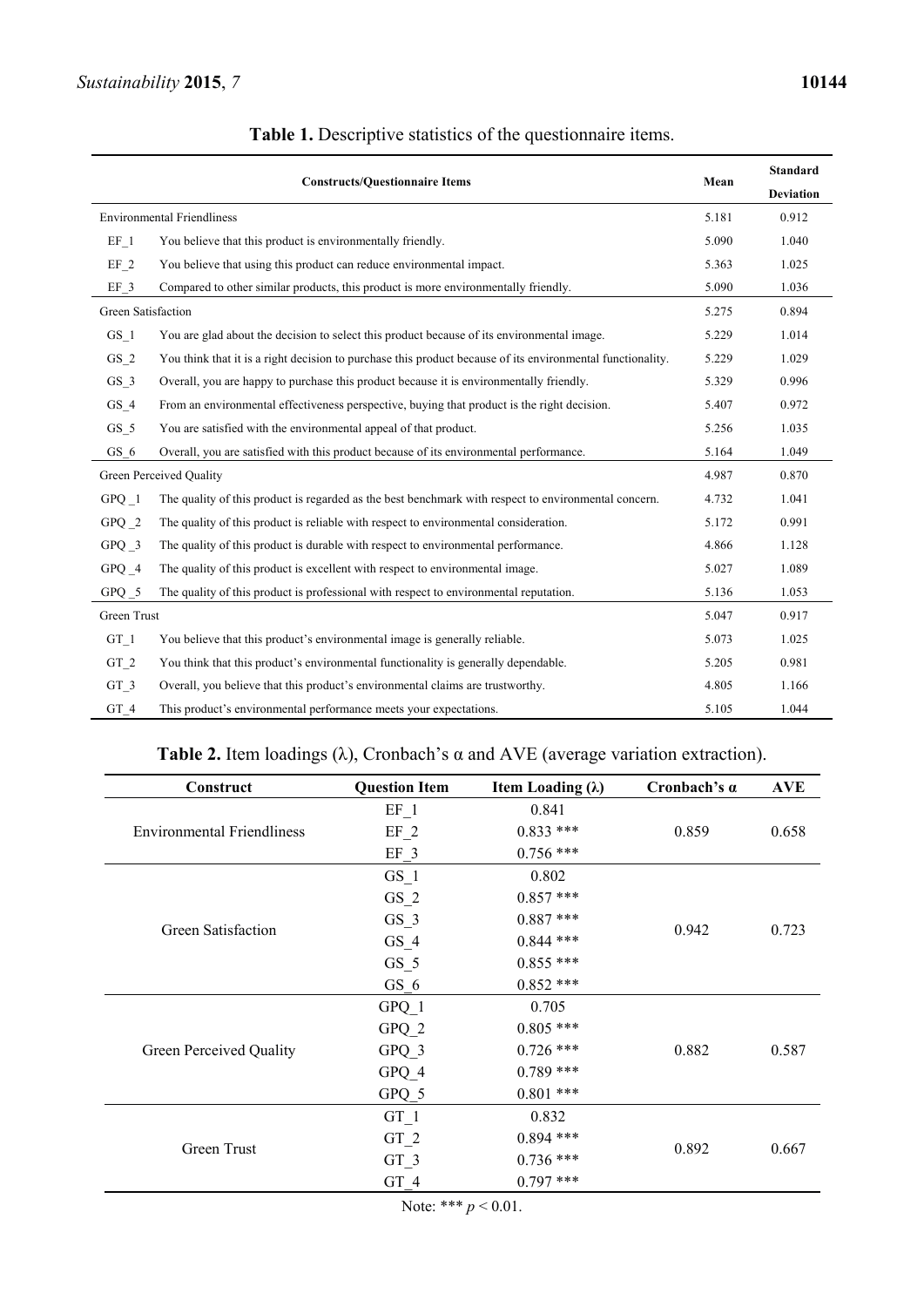**Table 1.** Descriptive statistics of the questionnaire items.

| Constructs/Questionnaire Items | | Mean | Standard Deviation |
|---|---|---|---|
| Environmental Friendliness | | 5.181 | 0.912 |
| EF_1 | You believe that this product is environmentally friendly. | 5.090 | 1.040 |
| EF_2 | You believe that using this product can reduce environmental impact. | 5.363 | 1.025 |
| EF_3 | Compared to other similar products, this product is more environmentally friendly. | 5.090 | 1.036 |
| Green Satisfaction | | 5.275 | 0.894 |
| GS_1 | You are glad about the decision to select this product because of its environmental image. | 5.229 | 1.014 |
| GS_2 | You think that it is a right decision to purchase this product because of its environmental functionality. | 5.229 | 1.029 |
| GS_3 | Overall, you are happy to purchase this product because it is environmentally friendly. | 5.329 | 0.996 |
| GS_4 | From an environmental effectiveness perspective, buying that product is the right decision. | 5.407 | 0.972 |
| GS_5 | You are satisfied with the environmental appeal of that product. | 5.256 | 1.035 |
| GS_6 | Overall, you are satisfied with this product because of its environmental performance. | 5.164 | 1.049 |
| Green Perceived Quality | | 4.987 | 0.870 |
| GPQ _1 | The quality of this product is regarded as the best benchmark with respect to environmental concern. | 4.732 | 1.041 |
| GPQ _2 | The quality of this product is reliable with respect to environmental consideration. | 5.172 | 0.991 |
| GPQ _3 | The quality of this product is durable with respect to environmental performance. | 4.866 | 1.128 |
| GPQ _4 | The quality of this product is excellent with respect to environmental image. | 5.027 | 1.089 |
| GPQ _5 | The quality of this product is professional with respect to environmental reputation. | 5.136 | 1.053 |
| Green Trust | | 5.047 | 0.917 |
| GT_1 | You believe that this product's environmental image is generally reliable. | 5.073 | 1.025 |
| GT_2 | You think that this product's environmental functionality is generally dependable. | 5.205 | 0.981 |
| GT_3 | Overall, you believe that this product's environmental claims are trustworthy. | 4.805 | 1.166 |
| GT_4 | This product's environmental performance meets your expectations. | 5.105 | 1.044 |

**Table 2.** Item loadings (λ), Cronbach's α and AVE (average variation extraction).

| Construct | Question Item | Item Loading (λ) | Cronbach's α | AVE |
|---|---|---|---|---|
| Environmental Friendliness | EF_1 | 0.841 | 0.859 | 0.658 |
| | EF_2 | 0.833 *** | | |
| | EF_3 | 0.756 *** | | |
| Green Satisfaction | GS_1 | 0.802 | 0.942 | 0.723 |
| | GS_2 | 0.857 *** | | |
| | GS_3 | 0.887 *** | | |
| | GS_4 | 0.844 *** | | |
| | GS_5 | 0.855 *** | | |
| | GS_6 | 0.852 *** | | |
| Green Perceived Quality | GPQ_1 | 0.705 | 0.882 | 0.587 |
| | GPQ_2 | 0.805 *** | | |
| | GPQ_3 | 0.726 *** | | |
| | GPQ_4 | 0.789 *** | | |
| | GPQ_5 | 0.801 *** | | |
| Green Trust | GT_1 | 0.832 | 0.892 | 0.667 |
| | GT_2 | 0.894 *** | | |
| | GT_3 | 0.736 *** | | |
| | GT_4 | 0.797 *** | | |

Note: *** $p < 0.01$.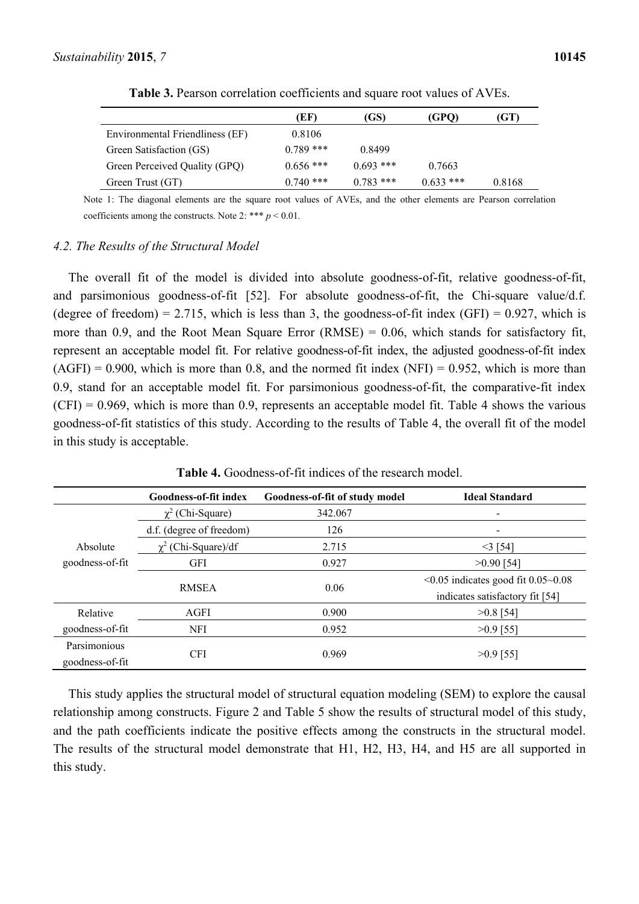**Table 3.** Pearson correlation coefficients and square root values of AVEs.

| | (EF) | (GS) | (GPQ) | (GT) |
|---|---|---|---|---|
| Environmental Friendliness (EF) | 0.8106 | | | |
| Green Satisfaction (GS) | 0.789 *** | 0.8499 | | |
| Green Perceived Quality (GPQ) | 0.656 *** | 0.693 *** | 0.7663 | |
| Green Trust (GT) | 0.740 *** | 0.783 *** | 0.633 *** | 0.8168 |

Note 1: The diagonal elements are the square root values of AVEs, and the other elements are Pearson correlation coefficients among the constructs. Note 2: *** $p < 0.01$.

### 4.2. The Results of the Structural Model

The overall fit of the model is divided into absolute goodness-of-fit, relative goodness-of-fit, and parsimonious goodness-of-fit [52]. For absolute goodness-of-fit, the Chi-square value/d.f. (degree of freedom) = 2.715, which is less than 3, the goodness-of-fit index (GFI) = 0.927, which is more than 0.9, and the Root Mean Square Error (RMSE) = 0.06, which stands for satisfactory fit, represent an acceptable model fit. For relative goodness-of-fit index, the adjusted goodness-of-fit index (AGFI) = 0.900, which is more than 0.8, and the normed fit index (NFI) = 0.952, which is more than 0.9, stand for an acceptable model fit. For parsimonious goodness-of-fit, the comparative-fit index (CFI) = 0.969, which is more than 0.9, represents an acceptable model fit. Table 4 shows the various goodness-of-fit statistics of this study. According to the results of Table 4, the overall fit of the model in this study is acceptable.

**Table 4.** Goodness-of-fit indices of the research model.

| | Goodness-of-fit index | Goodness-of-fit of study model | Ideal Standard |
|---|---|---|---|
| Absolute goodness-of-fit | $\chi^2$ (Chi-Square) | 342.067 | - |
| | d.f. (degree of freedom) | 126 | - |
| | $\chi^2$ (Chi-Square)/df | 2.715 | <3 [54] |
| | GFI | 0.927 | >0.90 [54] |
| | RMSEA | 0.06 | <0.05 indicates good fit 0.05~0.08 indicates satisfactory fit [54] |
| Relative goodness-of-fit | AGFI | 0.900 | >0.8 [54] |
| | NFI | 0.952 | >0.9 [55] |
| Parsimonious goodness-of-fit | CFI | 0.969 | >0.9 [55] |

This study applies the structural model of structural equation modeling (SEM) to explore the causal relationship among constructs. Figure 2 and Table 5 show the results of structural model of this study, and the path coefficients indicate the positive effects among the constructs in the structural model. The results of the structural model demonstrate that H1, H2, H3, H4, and H5 are all supported in this study.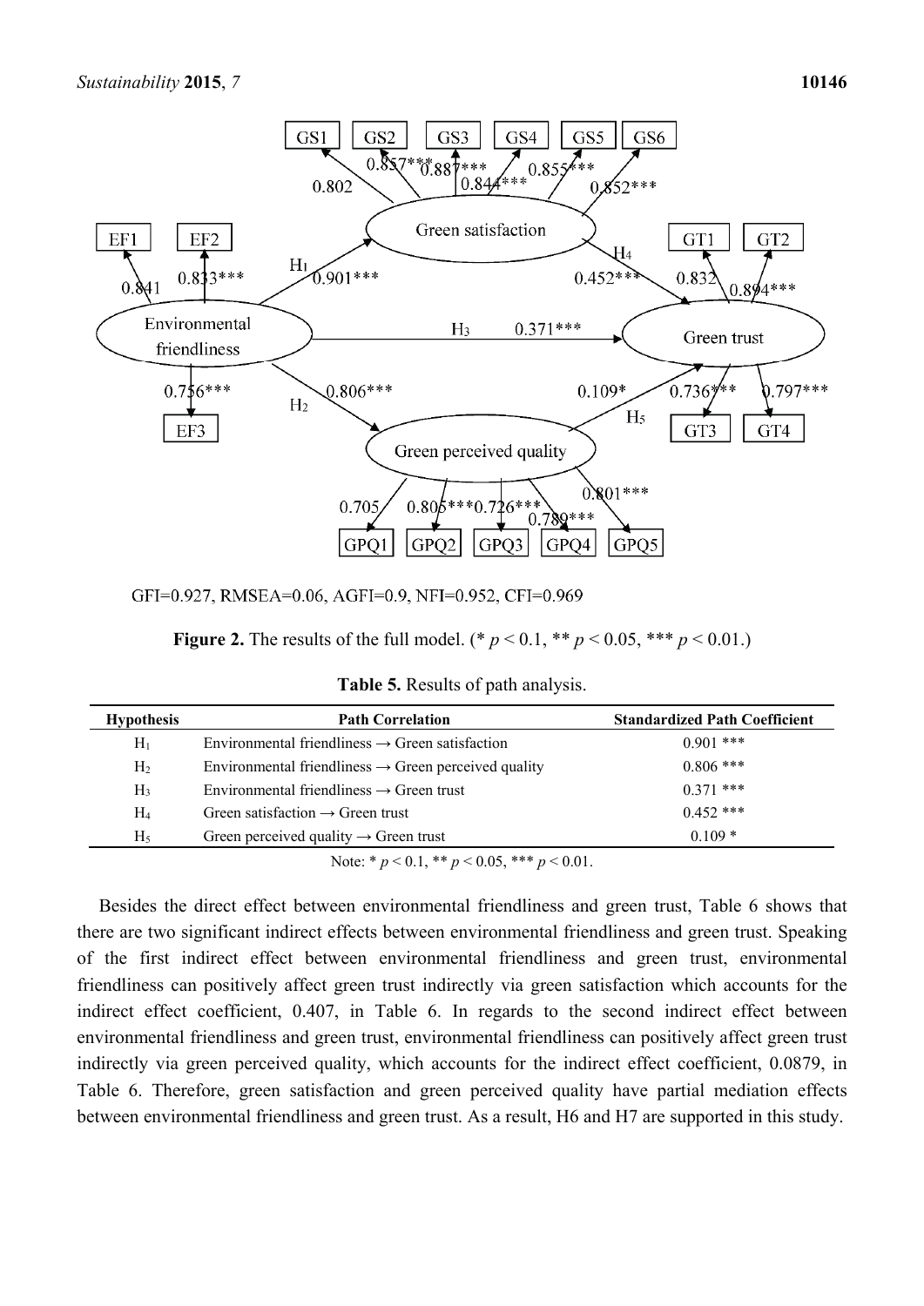GFI=0.927, RMSEA=0.06, AGFI=0.9, NFI=0.952, CFI=0.969

**Figure 2.** The results of the full model. (* $p < 0.1$, ** $p < 0.05$, *** $p < 0.01$.)

**Table 5.** Results of path analysis.

| Hypothesis | Path Correlation | Standardized Path Coefficient |
|---|---|---|
| $H_1$ | Environmental friendliness → Green satisfaction | 0.901 *** |
| $H_2$ | Environmental friendliness → Green perceived quality | 0.806 *** |
| $H_3$ | Environmental friendliness → Green trust | 0.371 *** |
| $H_4$ | Green satisfaction → Green trust | 0.452 *** |
| $H_5$ | Green perceived quality → Green trust | 0.109 * |

Note: * $p < 0.1$, ** $p < 0.05$, *** $p < 0.01$.

Besides the direct effect between environmental friendliness and green trust, Table 6 shows that there are two significant indirect effects between environmental friendliness and green trust. Speaking of the first indirect effect between environmental friendliness and green trust, environmental friendliness can positively affect green trust indirectly via green satisfaction which accounts for the indirect effect coefficient, 0.407, in Table 6. In regards to the second indirect effect between environmental friendliness and green trust, environmental friendliness can positively affect green trust indirectly via green perceived quality, which accounts for the indirect effect coefficient, 0.0879, in Table 6. Therefore, green satisfaction and green perceived quality have partial mediation effects between environmental friendliness and green trust. As a result, H6 and H7 are supported in this study.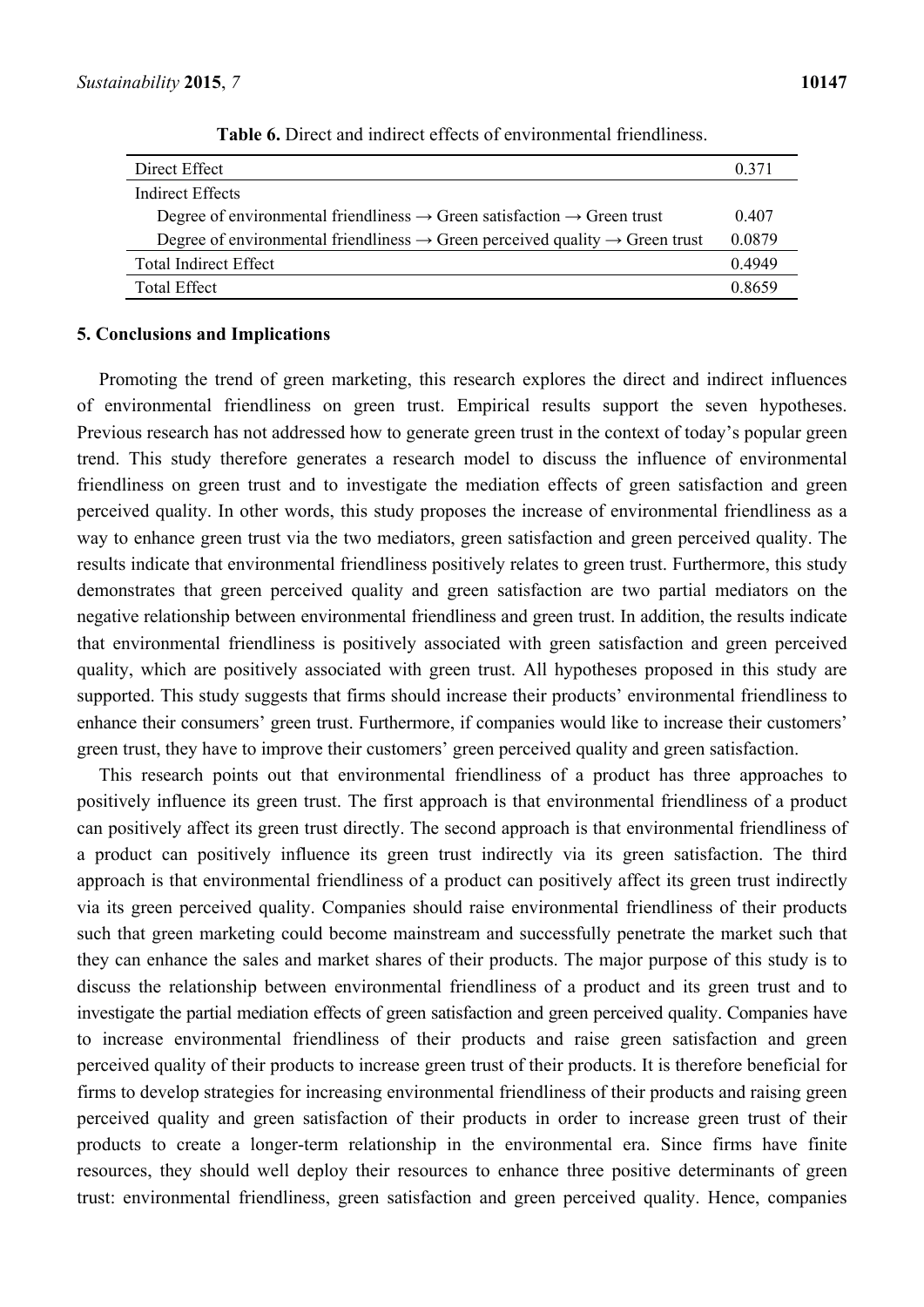**Table 6.** Direct and indirect effects of environmental friendliness.

| | |
|---|---|
| Direct Effect | 0.371 |
| Indirect Effects | |
| Degree of environmental friendliness → Green satisfaction → Green trust | 0.407 |
| Degree of environmental friendliness → Green perceived quality → Green trust | 0.0879 |
| Total Indirect Effect | 0.4949 |
| Total Effect | 0.8659 |

## 5. Conclusions and Implications

Promoting the trend of green marketing, this research explores the direct and indirect influences of environmental friendliness on green trust. Empirical results support the seven hypotheses. Previous research has not addressed how to generate green trust in the context of today's popular green trend. This study therefore generates a research model to discuss the influence of environmental friendliness on green trust and to investigate the mediation effects of green satisfaction and green perceived quality. In other words, this study proposes the increase of environmental friendliness as a way to enhance green trust via the two mediators, green satisfaction and green perceived quality. The results indicate that environmental friendliness positively relates to green trust. Furthermore, this study demonstrates that green perceived quality and green satisfaction are two partial mediators on the negative relationship between environmental friendliness and green trust. In addition, the results indicate that environmental friendliness is positively associated with green satisfaction and green perceived quality, which are positively associated with green trust. All hypotheses proposed in this study are supported. This study suggests that firms should increase their products' environmental friendliness to enhance their consumers' green trust. Furthermore, if companies would like to increase their customers' green trust, they have to improve their customers' green perceived quality and green satisfaction.

This research points out that environmental friendliness of a product has three approaches to positively influence its green trust. The first approach is that environmental friendliness of a product can positively affect its green trust directly. The second approach is that environmental friendliness of a product can positively influence its green trust indirectly via its green satisfaction. The third approach is that environmental friendliness of a product can positively affect its green trust indirectly via its green perceived quality. Companies should raise environmental friendliness of their products such that green marketing could become mainstream and successfully penetrate the market such that they can enhance the sales and market shares of their products. The major purpose of this study is to discuss the relationship between environmental friendliness of a product and its green trust and to investigate the partial mediation effects of green satisfaction and green perceived quality. Companies have to increase environmental friendliness of their products and raise green satisfaction and green perceived quality of their products to increase green trust of their products. It is therefore beneficial for firms to develop strategies for increasing environmental friendliness of their products and raising green perceived quality and green satisfaction of their products in order to increase green trust of their products to create a longer-term relationship in the environmental era. Since firms have finite resources, they should well deploy their resources to enhance three positive determinants of green trust: environmental friendliness, green satisfaction and green perceived quality. Hence, companies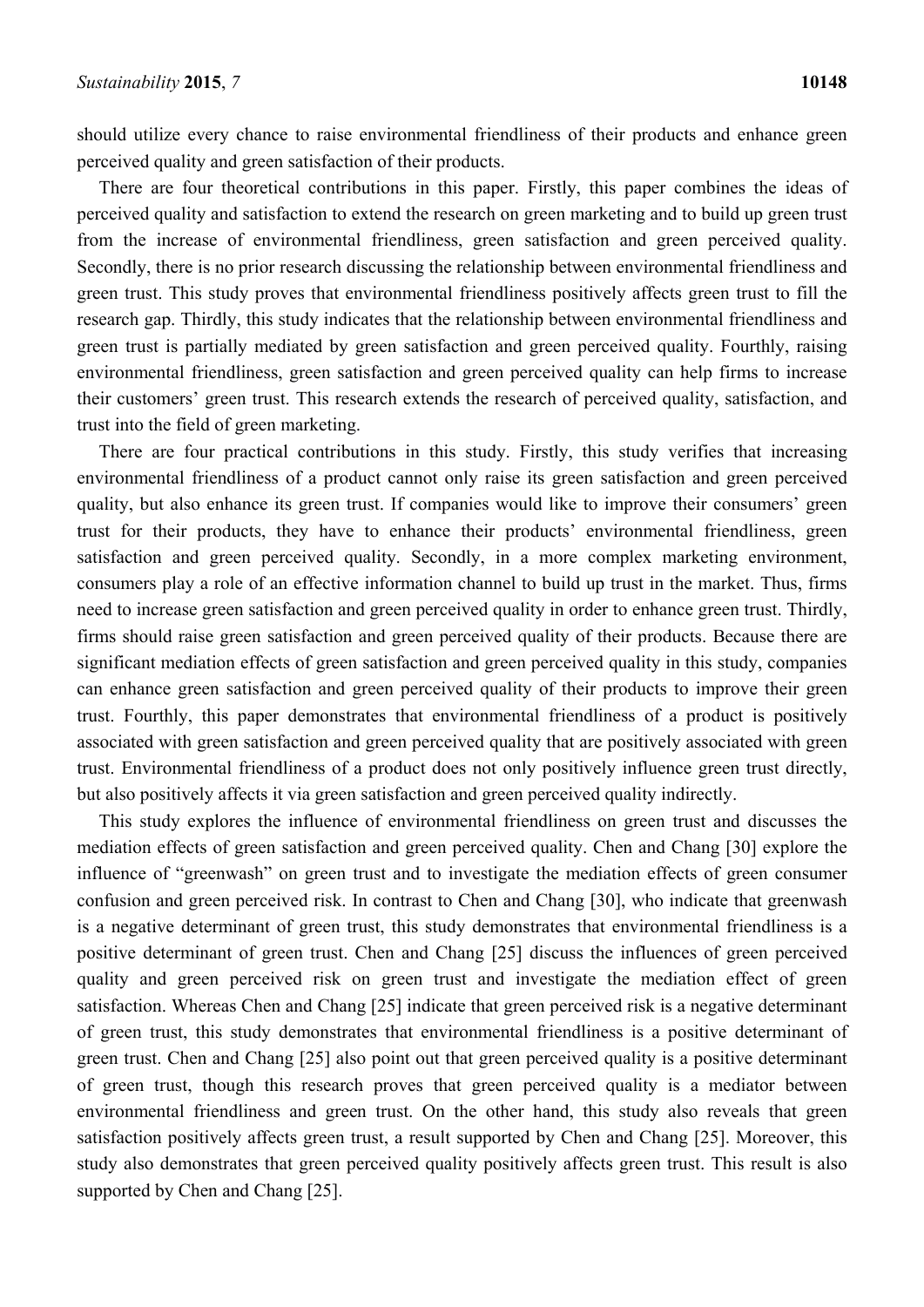should utilize every chance to raise environmental friendliness of their products and enhance green perceived quality and green satisfaction of their products.

There are four theoretical contributions in this paper. Firstly, this paper combines the ideas of perceived quality and satisfaction to extend the research on green marketing and to build up green trust from the increase of environmental friendliness, green satisfaction and green perceived quality. Secondly, there is no prior research discussing the relationship between environmental friendliness and green trust. This study proves that environmental friendliness positively affects green trust to fill the research gap. Thirdly, this study indicates that the relationship between environmental friendliness and green trust is partially mediated by green satisfaction and green perceived quality. Fourthly, raising environmental friendliness, green satisfaction and green perceived quality can help firms to increase their customers' green trust. This research extends the research of perceived quality, satisfaction, and trust into the field of green marketing.

There are four practical contributions in this study. Firstly, this study verifies that increasing environmental friendliness of a product cannot only raise its green satisfaction and green perceived quality, but also enhance its green trust. If companies would like to improve their consumers' green trust for their products, they have to enhance their products' environmental friendliness, green satisfaction and green perceived quality. Secondly, in a more complex marketing environment, consumers play a role of an effective information channel to build up trust in the market. Thus, firms need to increase green satisfaction and green perceived quality in order to enhance green trust. Thirdly, firms should raise green satisfaction and green perceived quality of their products. Because there are significant mediation effects of green satisfaction and green perceived quality in this study, companies can enhance green satisfaction and green perceived quality of their products to improve their green trust. Fourthly, this paper demonstrates that environmental friendliness of a product is positively associated with green satisfaction and green perceived quality that are positively associated with green trust. Environmental friendliness of a product does not only positively influence green trust directly, but also positively affects it via green satisfaction and green perceived quality indirectly.

This study explores the influence of environmental friendliness on green trust and discusses the mediation effects of green satisfaction and green perceived quality. Chen and Chang [30] explore the influence of "greenwash" on green trust and to investigate the mediation effects of green consumer confusion and green perceived risk. In contrast to Chen and Chang [30], who indicate that greenwash is a negative determinant of green trust, this study demonstrates that environmental friendliness is a positive determinant of green trust. Chen and Chang [25] discuss the influences of green perceived quality and green perceived risk on green trust and investigate the mediation effect of green satisfaction. Whereas Chen and Chang [25] indicate that green perceived risk is a negative determinant of green trust, this study demonstrates that environmental friendliness is a positive determinant of green trust. Chen and Chang [25] also point out that green perceived quality is a positive determinant of green trust, though this research proves that green perceived quality is a mediator between environmental friendliness and green trust. On the other hand, this study also reveals that green satisfaction positively affects green trust, a result supported by Chen and Chang [25]. Moreover, this study also demonstrates that green perceived quality positively affects green trust. This result is also supported by Chen and Chang [25].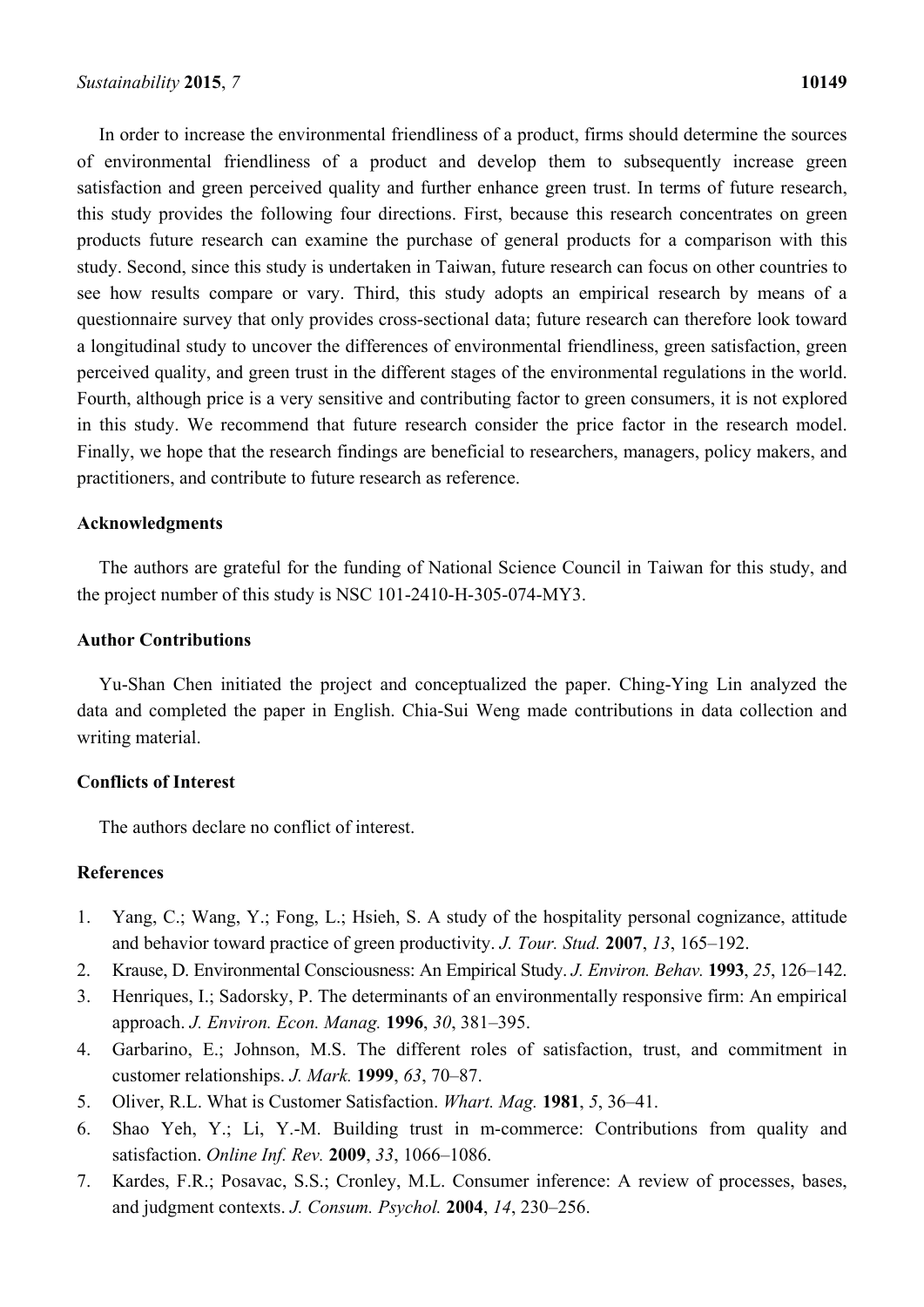In order to increase the environmental friendliness of a product, firms should determine the sources of environmental friendliness of a product and develop them to subsequently increase green satisfaction and green perceived quality and further enhance green trust. In terms of future research, this study provides the following four directions. First, because this research concentrates on green products future research can examine the purchase of general products for a comparison with this study. Second, since this study is undertaken in Taiwan, future research can focus on other countries to see how results compare or vary. Third, this study adopts an empirical research by means of a questionnaire survey that only provides cross-sectional data; future research can therefore look toward a longitudinal study to uncover the differences of environmental friendliness, green satisfaction, green perceived quality, and green trust in the different stages of the environmental regulations in the world. Fourth, although price is a very sensitive and contributing factor to green consumers, it is not explored in this study. We recommend that future research consider the price factor in the research model. Finally, we hope that the research findings are beneficial to researchers, managers, policy makers, and practitioners, and contribute to future research as reference.

## Acknowledgments

The authors are grateful for the funding of National Science Council in Taiwan for this study, and the project number of this study is NSC 101-2410-H-305-074-MY3.

## Author Contributions

Yu-Shan Chen initiated the project and conceptualized the paper. Ching-Ying Lin analyzed the data and completed the paper in English. Chia-Sui Weng made contributions in data collection and writing material.

## Conflicts of Interest

The authors declare no conflict of interest.

## References

1. Yang, C.; Wang, Y.; Fong, L.; Hsieh, S. A study of the hospitality personal cognizance, attitude and behavior toward practice of green productivity. *J. Tour. Stud.* **2007**, *13*, 165–192.
2. Krause, D. Environmental Consciousness: An Empirical Study. *J. Environ. Behav.* **1993**, *25*, 126–142.
3. Henriques, I.; Sadorsky, P. The determinants of an environmentally responsive firm: An empirical approach. *J. Environ. Econ. Manag.* **1996**, *30*, 381–395.
4. Garbarino, E.; Johnson, M.S. The different roles of satisfaction, trust, and commitment in customer relationships. *J. Mark.* **1999**, *63*, 70–87.
5. Oliver, R.L. What is Customer Satisfaction. *Whart. Mag.* **1981**, *5*, 36–41.
6. Shao Yeh, Y.; Li, Y.-M. Building trust in m-commerce: Contributions from quality and satisfaction. *Online Inf. Rev.* **2009**, *33*, 1066–1086.
7. Kardes, F.R.; Posavac, S.S.; Cronley, M.L. Consumer inference: A review of processes, bases, and judgment contexts. *J. Consum. Psychol.* **2004**, *14*, 230–256.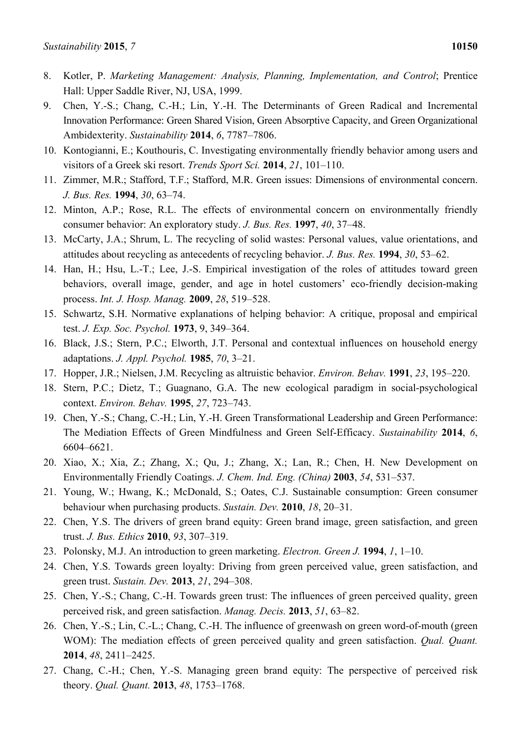8. Kotler, P. *Marketing Management: Analysis, Planning, Implementation, and Control*; Prentice Hall: Upper Saddle River, NJ, USA, 1999.
9. Chen, Y.-S.; Chang, C.-H.; Lin, Y.-H. The Determinants of Green Radical and Incremental Innovation Performance: Green Shared Vision, Green Absorptive Capacity, and Green Organizational Ambidexterity. *Sustainability* **2014**, *6*, 7787–7806.
10. Kontogianni, E.; Kouthouris, C. Investigating environmentally friendly behavior among users and visitors of a Greek ski resort. *Trends Sport Sci.* **2014**, *21*, 101–110.
11. Zimmer, M.R.; Stafford, T.F.; Stafford, M.R. Green issues: Dimensions of environmental concern. *J. Bus. Res.* **1994**, *30*, 63–74.
12. Minton, A.P.; Rose, R.L. The effects of environmental concern on environmentally friendly consumer behavior: An exploratory study. *J. Bus. Res.* **1997**, *40*, 37–48.
13. McCarty, J.A.; Shrum, L. The recycling of solid wastes: Personal values, value orientations, and attitudes about recycling as antecedents of recycling behavior. *J. Bus. Res.* **1994**, *30*, 53–62.
14. Han, H.; Hsu, L.-T.; Lee, J.-S. Empirical investigation of the roles of attitudes toward green behaviors, overall image, gender, and age in hotel customers' eco-friendly decision-making process. *Int. J. Hosp. Manag.* **2009**, *28*, 519–528.
15. Schwartz, S.H. Normative explanations of helping behavior: A critique, proposal and empirical test. *J. Exp. Soc. Psychol.* **1973**, 9, 349–364.
16. Black, J.S.; Stern, P.C.; Elworth, J.T. Personal and contextual influences on household energy adaptations. *J. Appl. Psychol.* **1985**, *70*, 3–21.
17. Hopper, J.R.; Nielsen, J.M. Recycling as altruistic behavior. *Environ. Behav.* **1991**, *23*, 195–220.
18. Stern, P.C.; Dietz, T.; Guagnano, G.A. The new ecological paradigm in social-psychological context. *Environ. Behav.* **1995**, *27*, 723–743.
19. Chen, Y.-S.; Chang, C.-H.; Lin, Y.-H. Green Transformational Leadership and Green Performance: The Mediation Effects of Green Mindfulness and Green Self-Efficacy. *Sustainability* **2014**, *6*, 6604–6621.
20. Xiao, X.; Xia, Z.; Zhang, X.; Qu, J.; Zhang, X.; Lan, R.; Chen, H. New Development on Environmentally Friendly Coatings. *J. Chem. Ind. Eng. (China)* **2003**, *54*, 531–537.
21. Young, W.; Hwang, K.; McDonald, S.; Oates, C.J. Sustainable consumption: Green consumer behaviour when purchasing products. *Sustain. Dev.* **2010**, *18*, 20–31.
22. Chen, Y.S. The drivers of green brand equity: Green brand image, green satisfaction, and green trust. *J. Bus. Ethics* **2010**, *93*, 307–319.
23. Polonsky, M.J. An introduction to green marketing. *Electron. Green J.* **1994**, *1*, 1–10.
24. Chen, Y.S. Towards green loyalty: Driving from green perceived value, green satisfaction, and green trust. *Sustain. Dev.* **2013**, *21*, 294–308.
25. Chen, Y.-S.; Chang, C.-H. Towards green trust: The influences of green perceived quality, green perceived risk, and green satisfaction. *Manag. Decis.* **2013**, *51*, 63–82.
26. Chen, Y.-S.; Lin, C.-L.; Chang, C.-H. The influence of greenwash on green word-of-mouth (green WOM): The mediation effects of green perceived quality and green satisfaction. *Qual. Quant.* **2014**, *48*, 2411–2425.
27. Chang, C.-H.; Chen, Y.-S. Managing green brand equity: The perspective of perceived risk theory. *Qual. Quant.* **2013**, *48*, 1753–1768.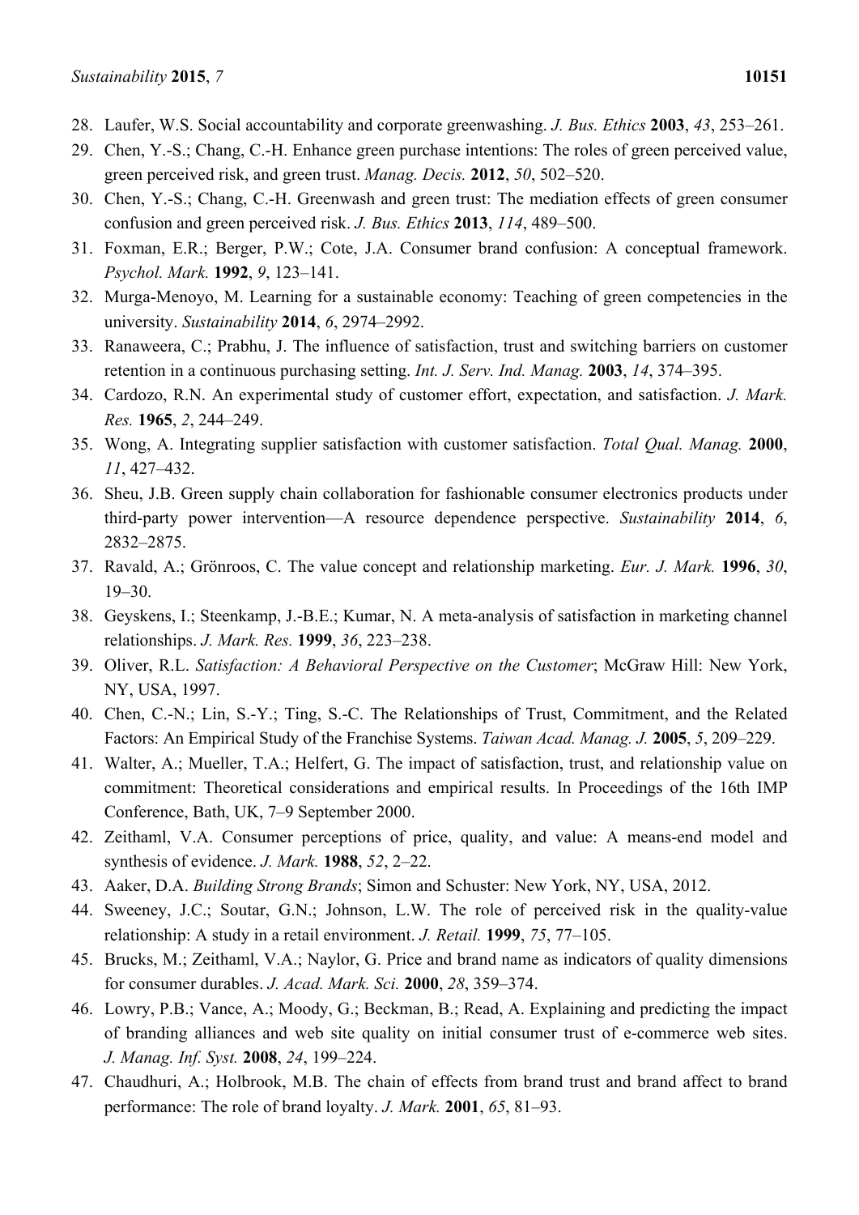28. Laufer, W.S. Social accountability and corporate greenwashing. *J. Bus. Ethics* **2003**, *43*, 253–261.
29. Chen, Y.-S.; Chang, C.-H. Enhance green purchase intentions: The roles of green perceived value, green perceived risk, and green trust. *Manag. Decis.* **2012**, *50*, 502–520.
30. Chen, Y.-S.; Chang, C.-H. Greenwash and green trust: The mediation effects of green consumer confusion and green perceived risk. *J. Bus. Ethics* **2013**, *114*, 489–500.
31. Foxman, E.R.; Berger, P.W.; Cote, J.A. Consumer brand confusion: A conceptual framework. *Psychol. Mark.* **1992**, *9*, 123–141.
32. Murga-Menoyo, M. Learning for a sustainable economy: Teaching of green competencies in the university. *Sustainability* **2014**, *6*, 2974–2992.
33. Ranaweera, C.; Prabhu, J. The influence of satisfaction, trust and switching barriers on customer retention in a continuous purchasing setting. *Int. J. Serv. Ind. Manag.* **2003**, *14*, 374–395.
34. Cardozo, R.N. An experimental study of customer effort, expectation, and satisfaction. *J. Mark. Res.* **1965**, *2*, 244–249.
35. Wong, A. Integrating supplier satisfaction with customer satisfaction. *Total Qual. Manag.* **2000**, *11*, 427–432.
36. Sheu, J.B. Green supply chain collaboration for fashionable consumer electronics products under third-party power intervention—A resource dependence perspective. *Sustainability* **2014**, *6*, 2832–2875.
37. Ravald, A.; Grönroos, C. The value concept and relationship marketing. *Eur. J. Mark.* **1996**, *30*, 19–30.
38. Geyskens, I.; Steenkamp, J.-B.E.; Kumar, N. A meta-analysis of satisfaction in marketing channel relationships. *J. Mark. Res.* **1999**, *36*, 223–238.
39. Oliver, R.L. *Satisfaction: A Behavioral Perspective on the Customer*; McGraw Hill: New York, NY, USA, 1997.
40. Chen, C.-N.; Lin, S.-Y.; Ting, S.-C. The Relationships of Trust, Commitment, and the Related Factors: An Empirical Study of the Franchise Systems. *Taiwan Acad. Manag. J.* **2005**, *5*, 209–229.
41. Walter, A.; Mueller, T.A.; Helfert, G. The impact of satisfaction, trust, and relationship value on commitment: Theoretical considerations and empirical results. In Proceedings of the 16th IMP Conference, Bath, UK, 7–9 September 2000.
42. Zeithaml, V.A. Consumer perceptions of price, quality, and value: A means-end model and synthesis of evidence. *J. Mark.* **1988**, *52*, 2–22.
43. Aaker, D.A. *Building Strong Brands*; Simon and Schuster: New York, NY, USA, 2012.
44. Sweeney, J.C.; Soutar, G.N.; Johnson, L.W. The role of perceived risk in the quality-value relationship: A study in a retail environment. *J. Retail.* **1999**, *75*, 77–105.
45. Brucks, M.; Zeithaml, V.A.; Naylor, G. Price and brand name as indicators of quality dimensions for consumer durables. *J. Acad. Mark. Sci.* **2000**, *28*, 359–374.
46. Lowry, P.B.; Vance, A.; Moody, G.; Beckman, B.; Read, A. Explaining and predicting the impact of branding alliances and web site quality on initial consumer trust of e-commerce web sites. *J. Manag. Inf. Syst.* **2008**, *24*, 199–224.
47. Chaudhuri, A.; Holbrook, M.B. The chain of effects from brand trust and brand affect to brand performance: The role of brand loyalty. *J. Mark.* **2001**, *65*, 81–93.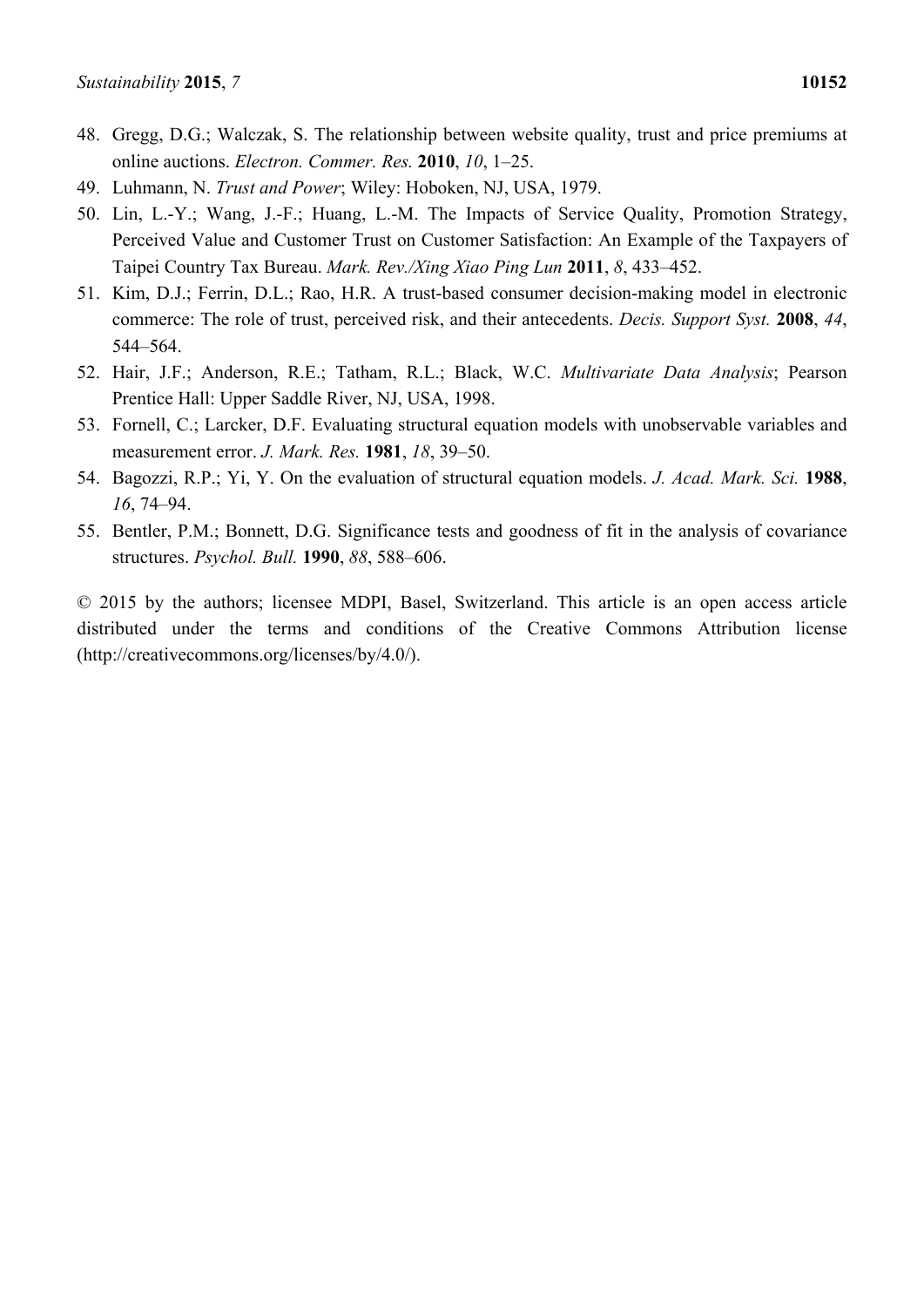48. Gregg, D.G.; Walczak, S. The relationship between website quality, trust and price premiums at online auctions. *Electron. Commer. Res.* **2010**, *10*, 1–25.
49. Luhmann, N. *Trust and Power*; Wiley: Hoboken, NJ, USA, 1979.
50. Lin, L.-Y.; Wang, J.-F.; Huang, L.-M. The Impacts of Service Quality, Promotion Strategy, Perceived Value and Customer Trust on Customer Satisfaction: An Example of the Taxpayers of Taipei Country Tax Bureau. *Mark. Rev./Xing Xiao Ping Lun* **2011**, *8*, 433–452.
51. Kim, D.J.; Ferrin, D.L.; Rao, H.R. A trust-based consumer decision-making model in electronic commerce: The role of trust, perceived risk, and their antecedents. *Decis. Support Syst.* **2008**, *44*, 544–564.
52. Hair, J.F.; Anderson, R.E.; Tatham, R.L.; Black, W.C. *Multivariate Data Analysis*; Pearson Prentice Hall: Upper Saddle River, NJ, USA, 1998.
53. Fornell, C.; Larcker, D.F. Evaluating structural equation models with unobservable variables and measurement error. *J. Mark. Res.* **1981**, *18*, 39–50.
54. Bagozzi, R.P.; Yi, Y. On the evaluation of structural equation models. *J. Acad. Mark. Sci.* **1988**, *16*, 74–94.
55. Bentler, P.M.; Bonnett, D.G. Significance tests and goodness of fit in the analysis of covariance structures. *Psychol. Bull.* **1990**, *88*, 588–606.

© 2015 by the authors; licensee MDPI, Basel, Switzerland. This article is an open access article distributed under the terms and conditions of the Creative Commons Attribution license (http://creativecommons.org/licenses/by/4.0/).